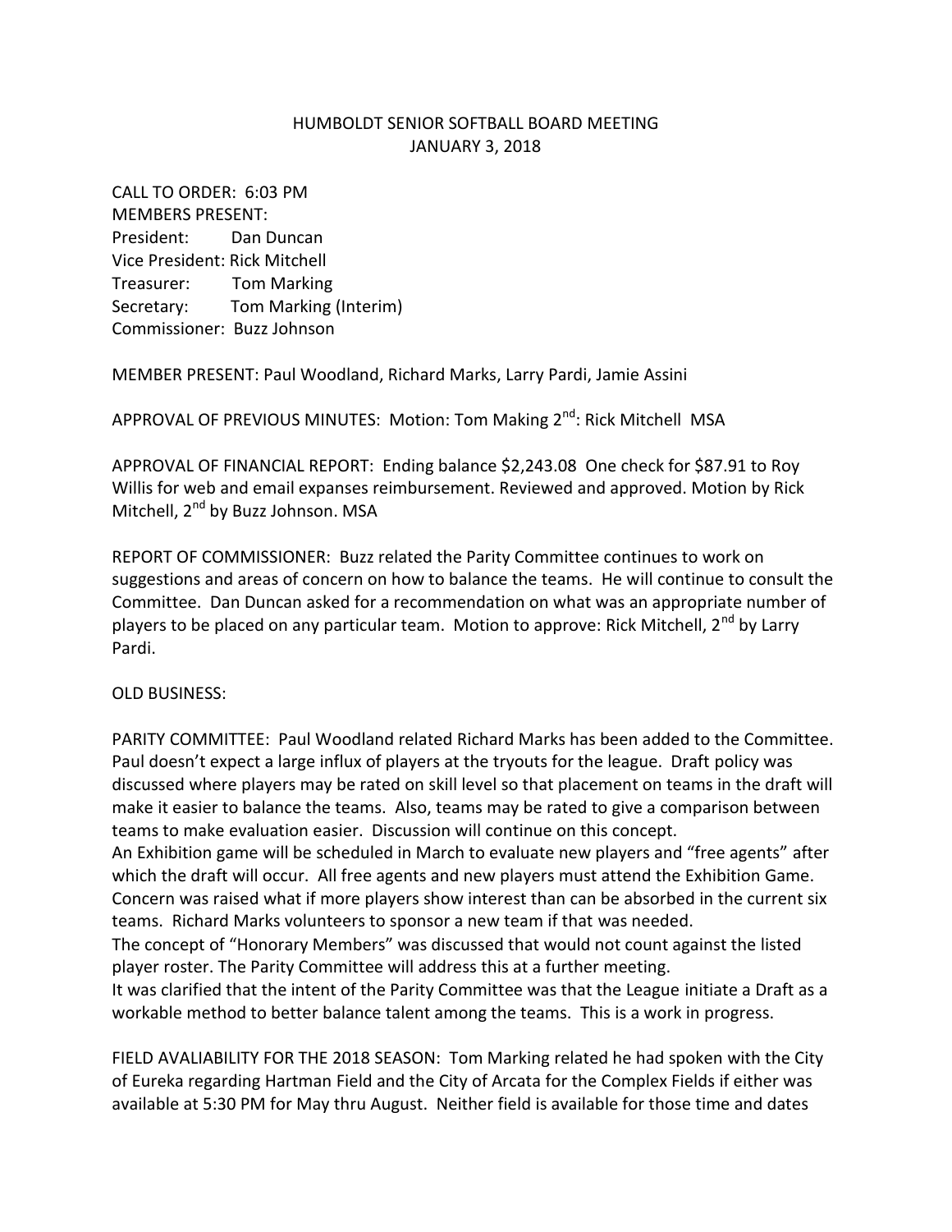# HUMBOLDT SENIOR SOFTBALL BOARD MEETING
## JANUARY 3, 2018

CALL TO ORDER: 6:03 PM
MEMBERS PRESENT:
President: Dan Duncan
Vice President: Rick Mitchell
Treasurer: Tom Marking
Secretary: Tom Marking (Interim)
Commissioner: Buzz Johnson

MEMBER PRESENT: Paul Woodland, Richard Marks, Larry Pardi, Jamie Assini

APPROVAL OF PREVIOUS MINUTES: Motion: Tom Making 2nd: Rick Mitchell MSA

APPROVAL OF FINANCIAL REPORT: Ending balance $2,243.08 One check for $87.91 to Roy Willis for web and email expanses reimbursement. Reviewed and approved. Motion by Rick Mitchell, 2nd by Buzz Johnson. MSA

REPORT OF COMMISSIONER: Buzz related the Parity Committee continues to work on suggestions and areas of concern on how to balance the teams. He will continue to consult the Committee. Dan Duncan asked for a recommendation on what was an appropriate number of players to be placed on any particular team. Motion to approve: Rick Mitchell, 2nd by Larry Pardi.

OLD BUSINESS:

PARITY COMMITTEE: Paul Woodland related Richard Marks has been added to the Committee. Paul doesn't expect a large influx of players at the tryouts for the league. Draft policy was discussed where players may be rated on skill level so that placement on teams in the draft will make it easier to balance the teams. Also, teams may be rated to give a comparison between teams to make evaluation easier. Discussion will continue on this concept.
An Exhibition game will be scheduled in March to evaluate new players and "free agents" after which the draft will occur. All free agents and new players must attend the Exhibition Game. Concern was raised what if more players show interest than can be absorbed in the current six teams. Richard Marks volunteers to sponsor a new team if that was needed.
The concept of "Honorary Members" was discussed that would not count against the listed player roster. The Parity Committee will address this at a further meeting.
It was clarified that the intent of the Parity Committee was that the League initiate a Draft as a workable method to better balance talent among the teams. This is a work in progress.

FIELD AVALIABILITY FOR THE 2018 SEASON: Tom Marking related he had spoken with the City of Eureka regarding Hartman Field and the City of Arcata for the Complex Fields if either was available at 5:30 PM for May thru August. Neither field is available for those time and dates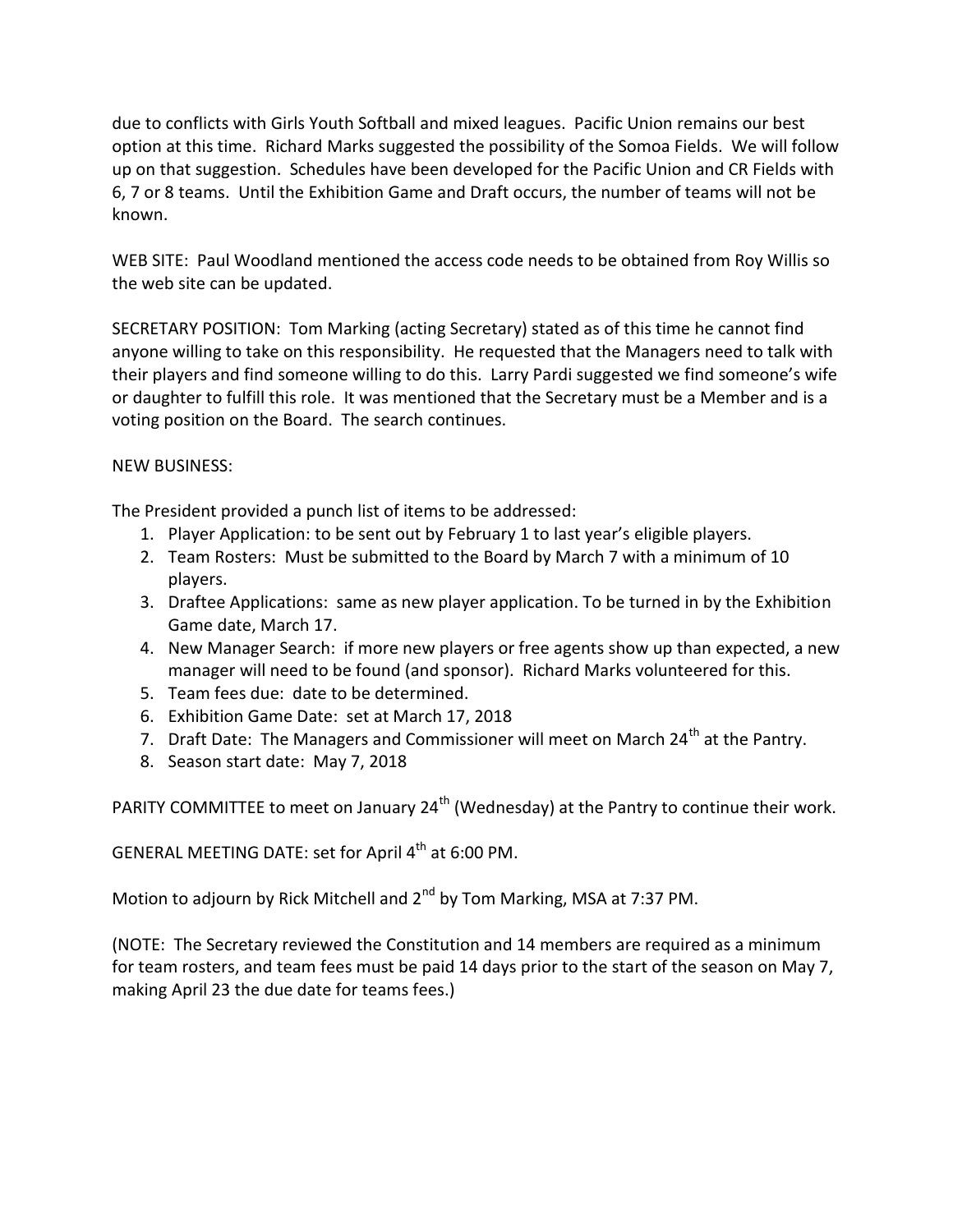due to conflicts with Girls Youth Softball and mixed leagues. Pacific Union remains our best option at this time. Richard Marks suggested the possibility of the Somoa Fields. We will follow up on that suggestion. Schedules have been developed for the Pacific Union and CR Fields with 6, 7 or 8 teams. Until the Exhibition Game and Draft occurs, the number of teams will not be known.

WEB SITE: Paul Woodland mentioned the access code needs to be obtained from Roy Willis so the web site can be updated.

SECRETARY POSITION: Tom Marking (acting Secretary) stated as of this time he cannot find anyone willing to take on this responsibility. He requested that the Managers need to talk with their players and find someone willing to do this. Larry Pardi suggested we find someone's wife or daughter to fulfill this role. It was mentioned that the Secretary must be a Member and is a voting position on the Board. The search continues.

NEW BUSINESS:

The President provided a punch list of items to be addressed:

1. Player Application: to be sent out by February 1 to last year's eligible players.
2. Team Rosters: Must be submitted to the Board by March 7 with a minimum of 10 players.
3. Draftee Applications: same as new player application. To be turned in by the Exhibition Game date, March 17.
4. New Manager Search: if more new players or free agents show up than expected, a new manager will need to be found (and sponsor). Richard Marks volunteered for this.
5. Team fees due: date to be determined.
6. Exhibition Game Date: set at March 17, 2018
7. Draft Date: The Managers and Commissioner will meet on March 24th at the Pantry.
8. Season start date: May 7, 2018

PARITY COMMITTEE to meet on January 24th (Wednesday) at the Pantry to continue their work.

GENERAL MEETING DATE: set for April 4th at 6:00 PM.

Motion to adjourn by Rick Mitchell and 2nd by Tom Marking, MSA at 7:37 PM.

(NOTE: The Secretary reviewed the Constitution and 14 members are required as a minimum for team rosters, and team fees must be paid 14 days prior to the start of the season on May 7, making April 23 the due date for teams fees.)